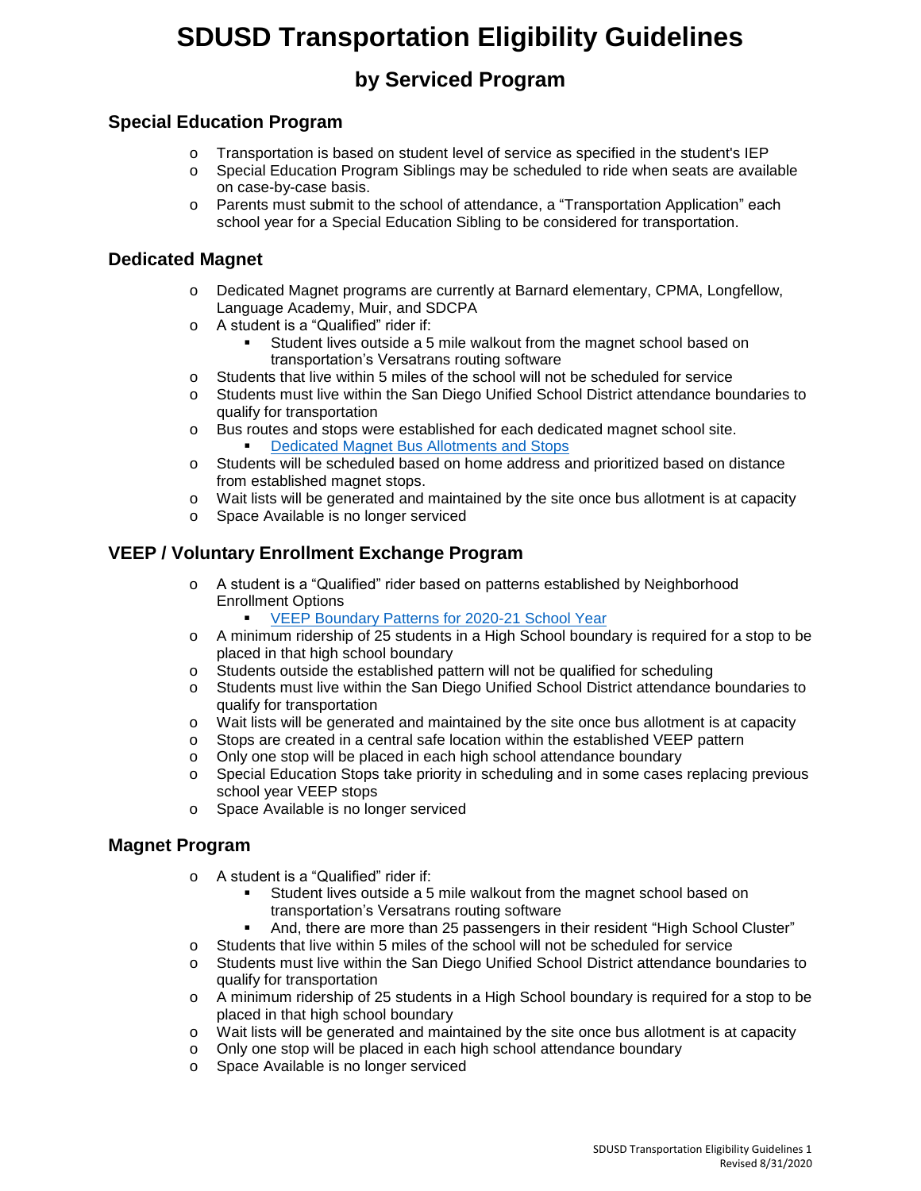# SDUSD Transportation Eligibility Guidelines

## by Serviced Program

### Special Education Program

- Transportation is based on student level of service as specified in the student's IEP
- Special Education Program Siblings may be scheduled to ride when seats are available on case-by-case basis.
- Parents must submit to the school of attendance, a "Transportation Application" each school year for a Special Education Sibling to be considered for transportation.

### Dedicated Magnet

- Dedicated Magnet programs are currently at Barnard elementary, CPMA, Longfellow, Language Academy, Muir, and SDCPA
- A student is a "Qualified" rider if:
  - Student lives outside a 5 mile walkout from the magnet school based on transportation's Versatrans routing software
- Students that live within 5 miles of the school will not be scheduled for service
- Students must live within the San Diego Unified School District attendance boundaries to qualify for transportation
- Bus routes and stops were established for each dedicated magnet school site.
  - Dedicated Magnet Bus Allotments and Stops
- Students will be scheduled based on home address and prioritized based on distance from established magnet stops.
- Wait lists will be generated and maintained by the site once bus allotment is at capacity
- Space Available is no longer serviced

### VEEP / Voluntary Enrollment Exchange Program

- A student is a "Qualified" rider based on patterns established by Neighborhood Enrollment Options
  - VEEP Boundary Patterns for 2020-21 School Year
- A minimum ridership of 25 students in a High School boundary is required for a stop to be placed in that high school boundary
- Students outside the established pattern will not be qualified for scheduling
- Students must live within the San Diego Unified School District attendance boundaries to qualify for transportation
- Wait lists will be generated and maintained by the site once bus allotment is at capacity
- Stops are created in a central safe location within the established VEEP pattern
- Only one stop will be placed in each high school attendance boundary
- Special Education Stops take priority in scheduling and in some cases replacing previous school year VEEP stops
- Space Available is no longer serviced

### Magnet Program

- A student is a "Qualified" rider if:
  - Student lives outside a 5 mile walkout from the magnet school based on transportation's Versatrans routing software
  - And, there are more than 25 passengers in their resident "High School Cluster"
- Students that live within 5 miles of the school will not be scheduled for service
- Students must live within the San Diego Unified School District attendance boundaries to qualify for transportation
- A minimum ridership of 25 students in a High School boundary is required for a stop to be placed in that high school boundary
- Wait lists will be generated and maintained by the site once bus allotment is at capacity
- Only one stop will be placed in each high school attendance boundary
- Space Available is no longer serviced

Revised 8/31/2020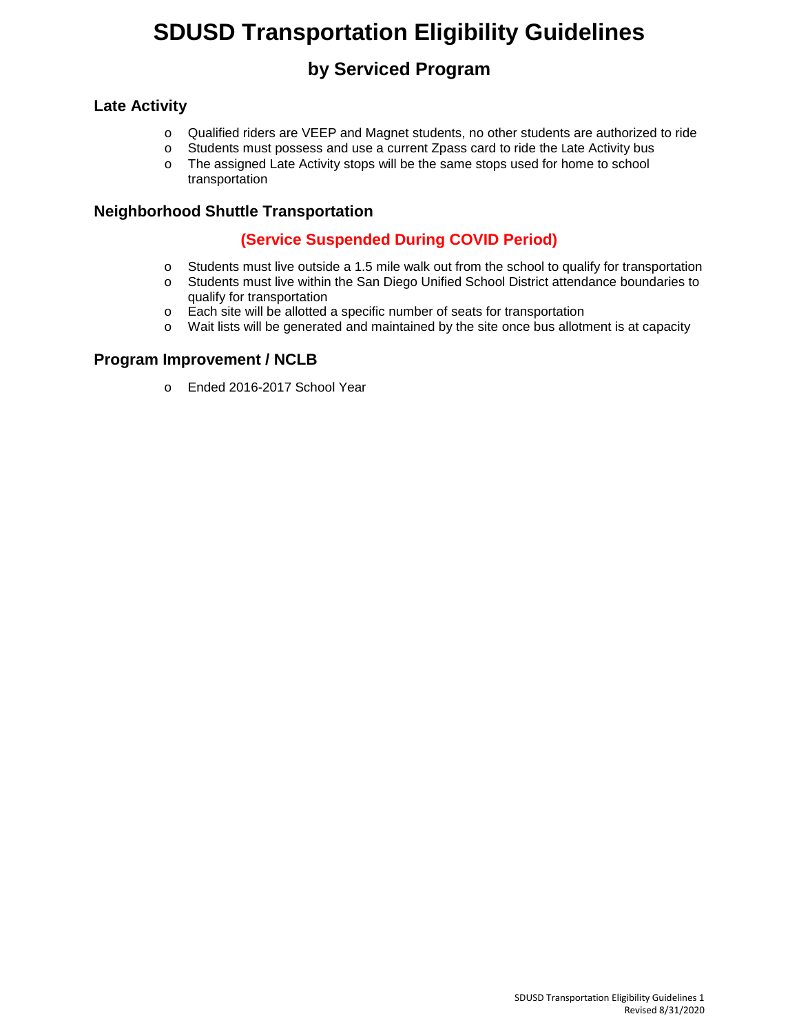# SDUSD Transportation Eligibility Guidelines

## by Serviced Program

### Late Activity

- Qualified riders are VEEP and Magnet students, no other students are authorized to ride
- Students must possess and use a current Zpass card to ride the Late Activity bus
- The assigned Late Activity stops will be the same stops used for home to school transportation

### Neighborhood Shuttle Transportation

**(Service Suspended During COVID Period)**

- Students must live outside a 1.5 mile walk out from the school to qualify for transportation
- Students must live within the San Diego Unified School District attendance boundaries to qualify for transportation
- Each site will be allotted a specific number of seats for transportation
- Wait lists will be generated and maintained by the site once bus allotment is at capacity

### Program Improvement / NCLB

- Ended 2016-2017 School Year